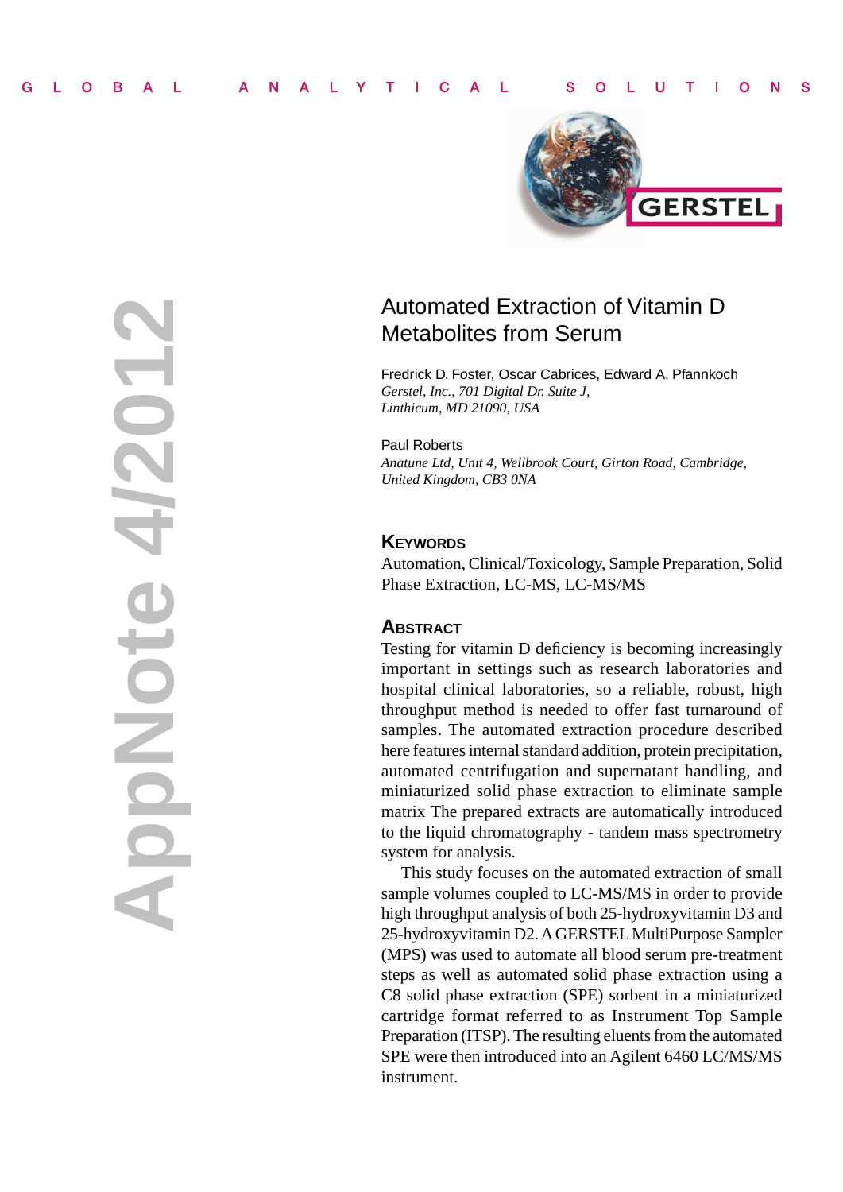GLOBAL ANALYTICAL SOLUTIONS

GERSTEL

AppNote 4/2012

# Automated Extraction of Vitamin D Metabolites from Serum

Fredrick D. Foster, Oscar Cabrices, Edward A. Pfannkoch
*Gerstel, Inc., 701 Digital Dr. Suite J, Linthicum, MD 21090, USA*

Paul Roberts
*Anatune Ltd, Unit 4, Wellbrook Court, Girton Road, Cambridge, United Kingdom, CB3 0NA*

## Keywords

Automation, Clinical/Toxicology, Sample Preparation, Solid Phase Extraction, LC-MS, LC-MS/MS

## Abstract

Testing for vitamin D deficiency is becoming increasingly important in settings such as research laboratories and hospital clinical laboratories, so a reliable, robust, high throughput method is needed to offer fast turnaround of samples. The automated extraction procedure described here features internal standard addition, protein precipitation, automated centrifugation and supernatant handling, and miniaturized solid phase extraction to eliminate sample matrix The prepared extracts are automatically introduced to the liquid chromatography - tandem mass spectrometry system for analysis.

This study focuses on the automated extraction of small sample volumes coupled to LC-MS/MS in order to provide high throughput analysis of both 25-hydroxyvitamin D3 and 25-hydroxyvitamin D2. A GERSTEL MultiPurpose Sampler (MPS) was used to automate all blood serum pre-treatment steps as well as automated solid phase extraction using a C8 solid phase extraction (SPE) sorbent in a miniaturized cartridge format referred to as Instrument Top Sample Preparation (ITSP). The resulting eluents from the automated SPE were then introduced into an Agilent 6460 LC/MS/MS instrument.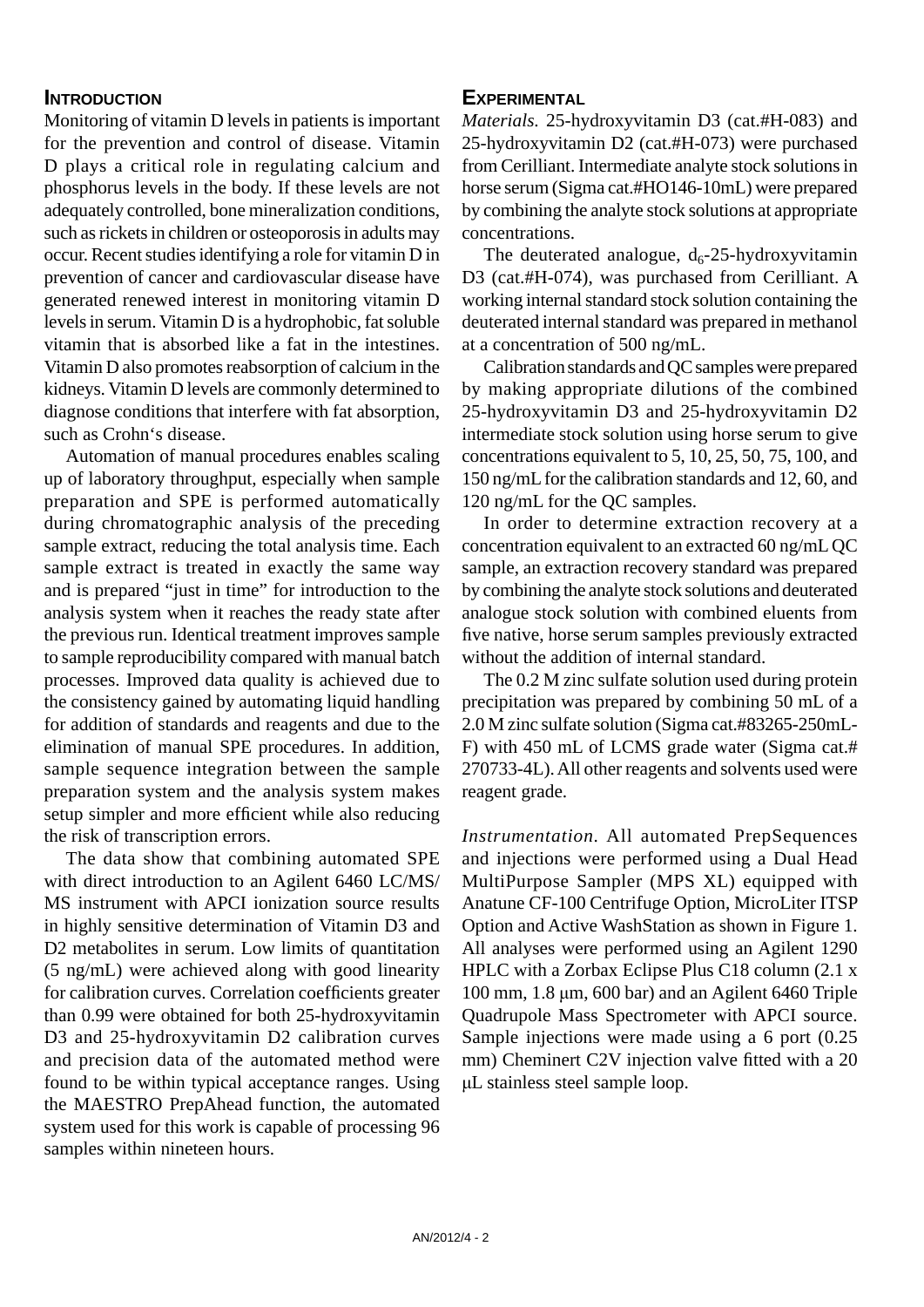## Introduction

Monitoring of vitamin D levels in patients is important for the prevention and control of disease. Vitamin D plays a critical role in regulating calcium and phosphorus levels in the body. If these levels are not adequately controlled, bone mineralization conditions, such as rickets in children or osteoporosis in adults may occur. Recent studies identifying a role for vitamin D in prevention of cancer and cardiovascular disease have generated renewed interest in monitoring vitamin D levels in serum. Vitamin D is a hydrophobic, fat soluble vitamin that is absorbed like a fat in the intestines. Vitamin D also promotes reabsorption of calcium in the kidneys. Vitamin D levels are commonly determined to diagnose conditions that interfere with fat absorption, such as Crohn's disease.

Automation of manual procedures enables scaling up of laboratory throughput, especially when sample preparation and SPE is performed automatically during chromatographic analysis of the preceding sample extract, reducing the total analysis time. Each sample extract is treated in exactly the same way and is prepared "just in time" for introduction to the analysis system when it reaches the ready state after the previous run. Identical treatment improves sample to sample reproducibility compared with manual batch processes. Improved data quality is achieved due to the consistency gained by automating liquid handling for addition of standards and reagents and due to the elimination of manual SPE procedures. In addition, sample sequence integration between the sample preparation system and the analysis system makes setup simpler and more efficient while also reducing the risk of transcription errors.

The data show that combining automated SPE with direct introduction to an Agilent 6460 LC/MS/MS instrument with APCI ionization source results in highly sensitive determination of Vitamin D3 and D2 metabolites in serum. Low limits of quantitation (5 ng/mL) were achieved along with good linearity for calibration curves. Correlation coefficients greater than 0.99 were obtained for both 25-hydroxyvitamin D3 and 25-hydroxyvitamin D2 calibration curves and precision data of the automated method were found to be within typical acceptance ranges. Using the MAESTRO PrepAhead function, the automated system used for this work is capable of processing 96 samples within nineteen hours.

## Experimental

*Materials.* 25-hydroxyvitamin D3 (cat.#H-083) and 25-hydroxyvitamin D2 (cat.#H-073) were purchased from Cerilliant. Intermediate analyte stock solutions in horse serum (Sigma cat.#HO146-10mL) were prepared by combining the analyte stock solutions at appropriate concentrations.

The deuterated analogue, $d_6$-25-hydroxyvitamin D3 (cat.#H-074), was purchased from Cerilliant. A working internal standard stock solution containing the deuterated internal standard was prepared in methanol at a concentration of 500 ng/mL.

Calibration standards and QC samples were prepared by making appropriate dilutions of the combined 25-hydroxyvitamin D3 and 25-hydroxyvitamin D2 intermediate stock solution using horse serum to give concentrations equivalent to 5, 10, 25, 50, 75, 100, and 150 ng/mL for the calibration standards and 12, 60, and 120 ng/mL for the QC samples.

In order to determine extraction recovery at a concentration equivalent to an extracted 60 ng/mL QC sample, an extraction recovery standard was prepared by combining the analyte stock solutions and deuterated analogue stock solution with combined eluents from five native, horse serum samples previously extracted without the addition of internal standard.

The 0.2 M zinc sulfate solution used during protein precipitation was prepared by combining 50 mL of a 2.0 M zinc sulfate solution (Sigma cat.#83265-250mL-F) with 450 mL of LCMS grade water (Sigma cat.# 270733-4L). All other reagents and solvents used were reagent grade.

*Instrumentation.* All automated PrepSequences and injections were performed using a Dual Head MultiPurpose Sampler (MPS XL) equipped with Anatune CF-100 Centrifuge Option, MicroLiter ITSP Option and Active WashStation as shown in Figure 1. All analyses were performed using an Agilent 1290 HPLC with a Zorbax Eclipse Plus C18 column (2.1 x 100 mm, 1.8 µm, 600 bar) and an Agilent 6460 Triple Quadrupole Mass Spectrometer with APCI source. Sample injections were made using a 6 port (0.25 mm) Cheminert C2V injection valve fitted with a 20 µL stainless steel sample loop.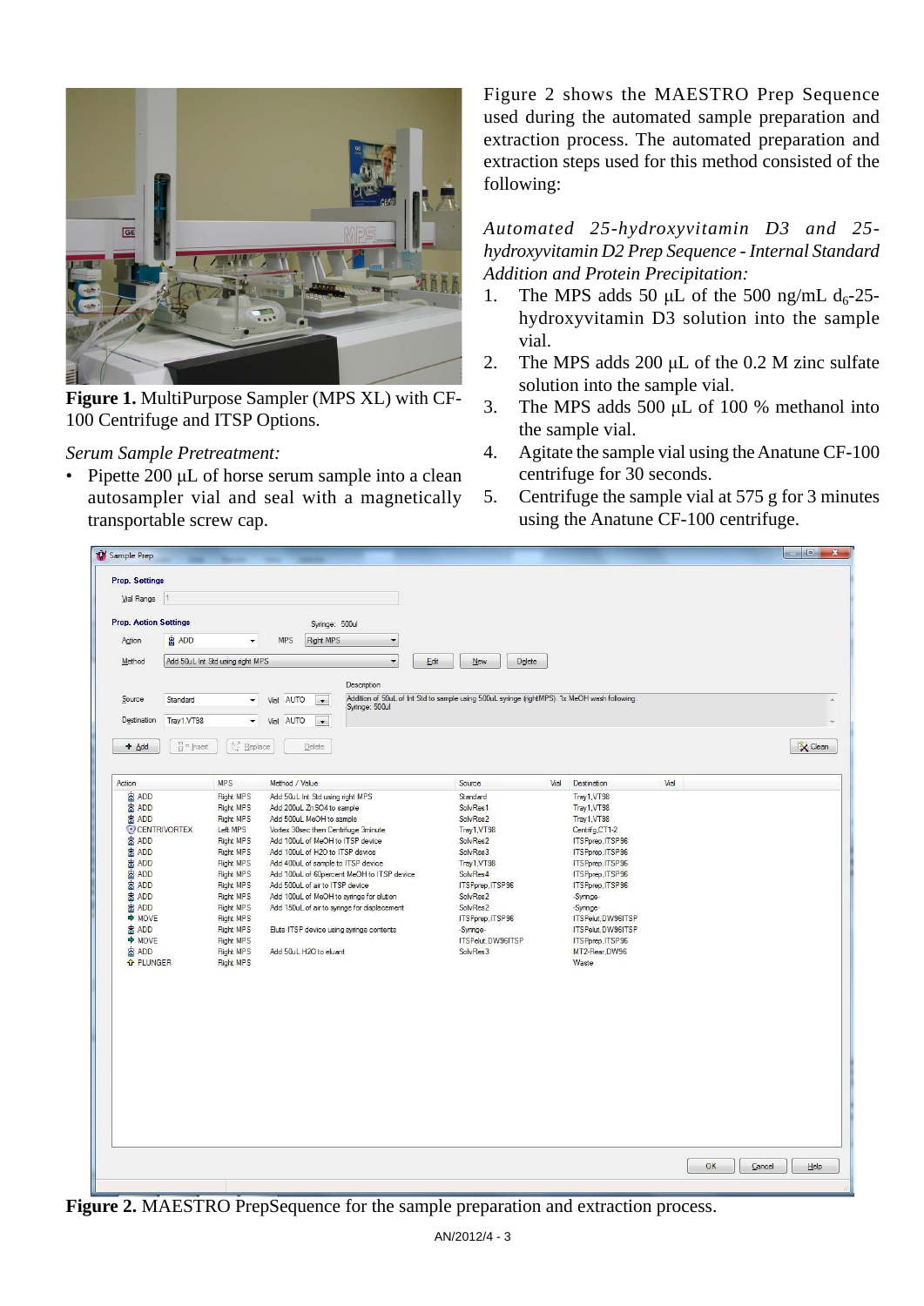Figure 1. MultiPurpose Sampler (MPS XL) with CF-100 Centrifuge and ITSP Options.

*Serum Sample Pretreatment:*

- Pipette 200 µL of horse serum sample into a clean autosampler vial and seal with a magnetically transportable screw cap.

Figure 2 shows the MAESTRO Prep Sequence used during the automated sample preparation and extraction process. The automated preparation and extraction steps used for this method consisted of the following:

*Automated 25-hydroxyvitamin D3 and 25-hydroxyvitamin D2 Prep Sequence - Internal Standard Addition and Protein Precipitation:*

1. The MPS adds 50 µL of the 500 ng/mL $d_6$-25-hydroxyvitamin D3 solution into the sample vial.
2. The MPS adds 200 µL of the 0.2 M zinc sulfate solution into the sample vial.
3. The MPS adds 500 µL of 100 % methanol into the sample vial.
4. Agitate the sample vial using the Anatune CF-100 centrifuge for 30 seconds.
5. Centrifuge the sample vial at 575 g for 3 minutes using the Anatune CF-100 centrifuge.

**Figure 2.** MAESTRO PrepSequence for the sample preparation and extraction process.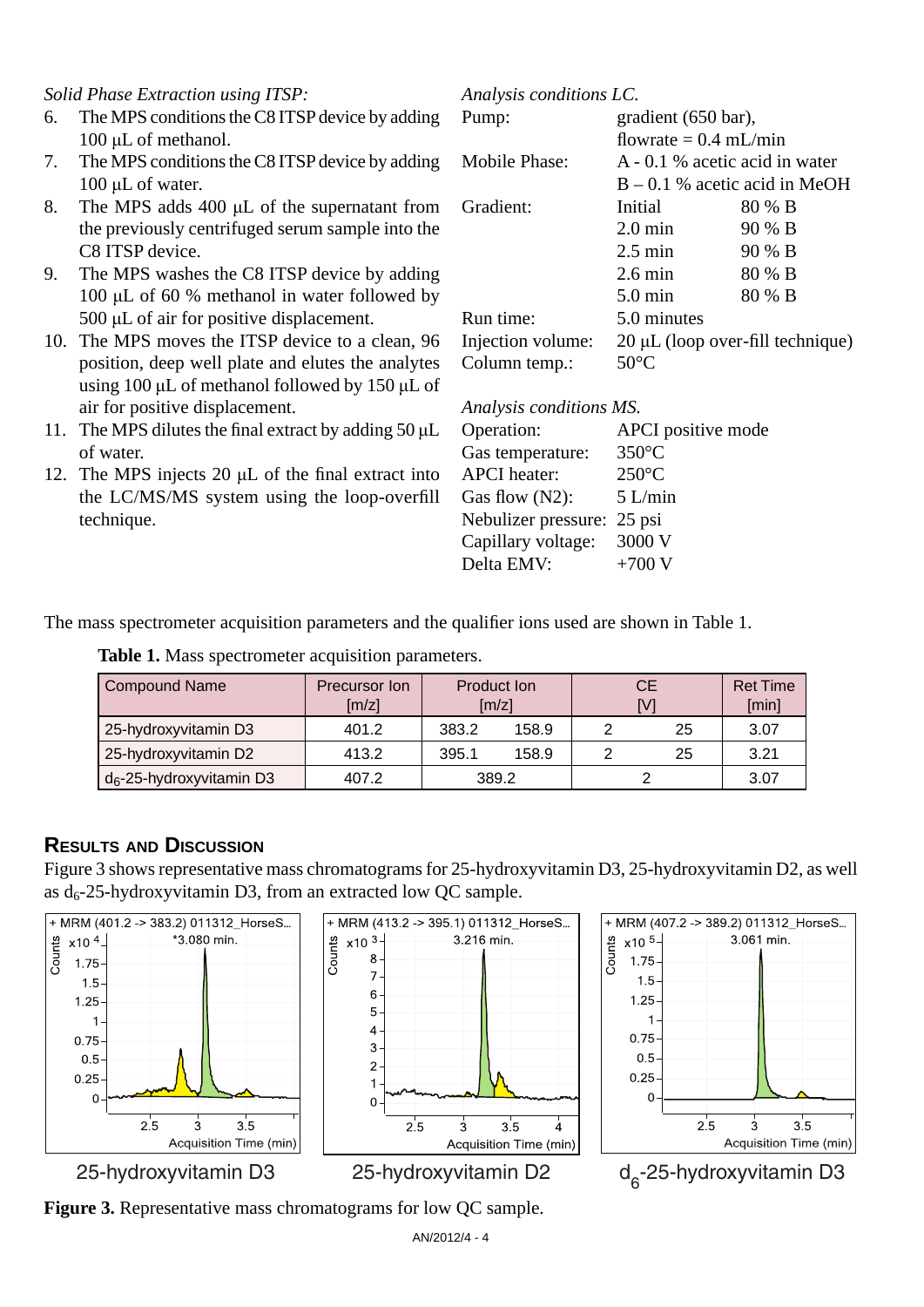*Solid Phase Extraction using ITSP:*

6. The MPS conditions the C8 ITSP device by adding 100 μL of methanol.
7. The MPS conditions the C8 ITSP device by adding 100 μL of water.
8. The MPS adds 400 μL of the supernatant from the previously centrifuged serum sample into the C8 ITSP device.
9. The MPS washes the C8 ITSP device by adding 100 μL of 60 % methanol in water followed by 500 μL of air for positive displacement.
10. The MPS moves the ITSP device to a clean, 96 position, deep well plate and elutes the analytes using 100 μL of methanol followed by 150 μL of air for positive displacement.
11. The MPS dilutes the final extract by adding 50 μL of water.
12. The MPS injects 20 μL of the final extract into the LC/MS/MS system using the loop-overfill technique.

*Analysis conditions LC.*

| | | |
|---|---|---|
| Pump: | gradient (650 bar), flowrate = 0.4 mL/min | |
| Mobile Phase: | A - 0.1 % acetic acid in water | |
| | B – 0.1 % acetic acid in MeOH | |
| Gradient: | Initial | 80 % B |
| | 2.0 min | 90 % B |
| | 2.5 min | 90 % B |
| | 2.6 min | 80 % B |
| | 5.0 min | 80 % B |
| Run time: | 5.0 minutes | |
| Injection volume: | 20 μL (loop over-fill technique) | |
| Column temp.: | 50°C | |

*Analysis conditions MS.*

| | |
|---|---|
| Operation: | APCI positive mode |
| Gas temperature: | 350°C |
| APCI heater: | 250°C |
| Gas flow (N2): | 5 L/min |
| Nebulizer pressure: | 25 psi |
| Capillary voltage: | 3000 V |
| Delta EMV: | +700 V |

The mass spectrometer acquisition parameters and the qualifier ions used are shown in Table 1.

**Table 1.** Mass spectrometer acquisition parameters.

| Compound Name | Precursor Ion [m/z] | Product Ion [m/z] | | CE [V] | | Ret Time [min] |
|---|---|---|---|---|---|---|
| 25-hydroxyvitamin D3 | 401.2 | 383.2 | 158.9 | 2 | 25 | 3.07 |
| 25-hydroxyvitamin D2 | 413.2 | 395.1 | 158.9 | 2 | 25 | 3.21 |
| $d_6$-25-hydroxyvitamin D3 | 407.2 | 389.2 | | 2 | | 3.07 |

## Results and Discussion

Figure 3 shows representative mass chromatograms for 25-hydroxyvitamin D3, 25-hydroxyvitamin D2, as well as $d_6$-25-hydroxyvitamin D3, from an extracted low QC sample.

**Figure 3.** Representative mass chromatograms for low QC sample.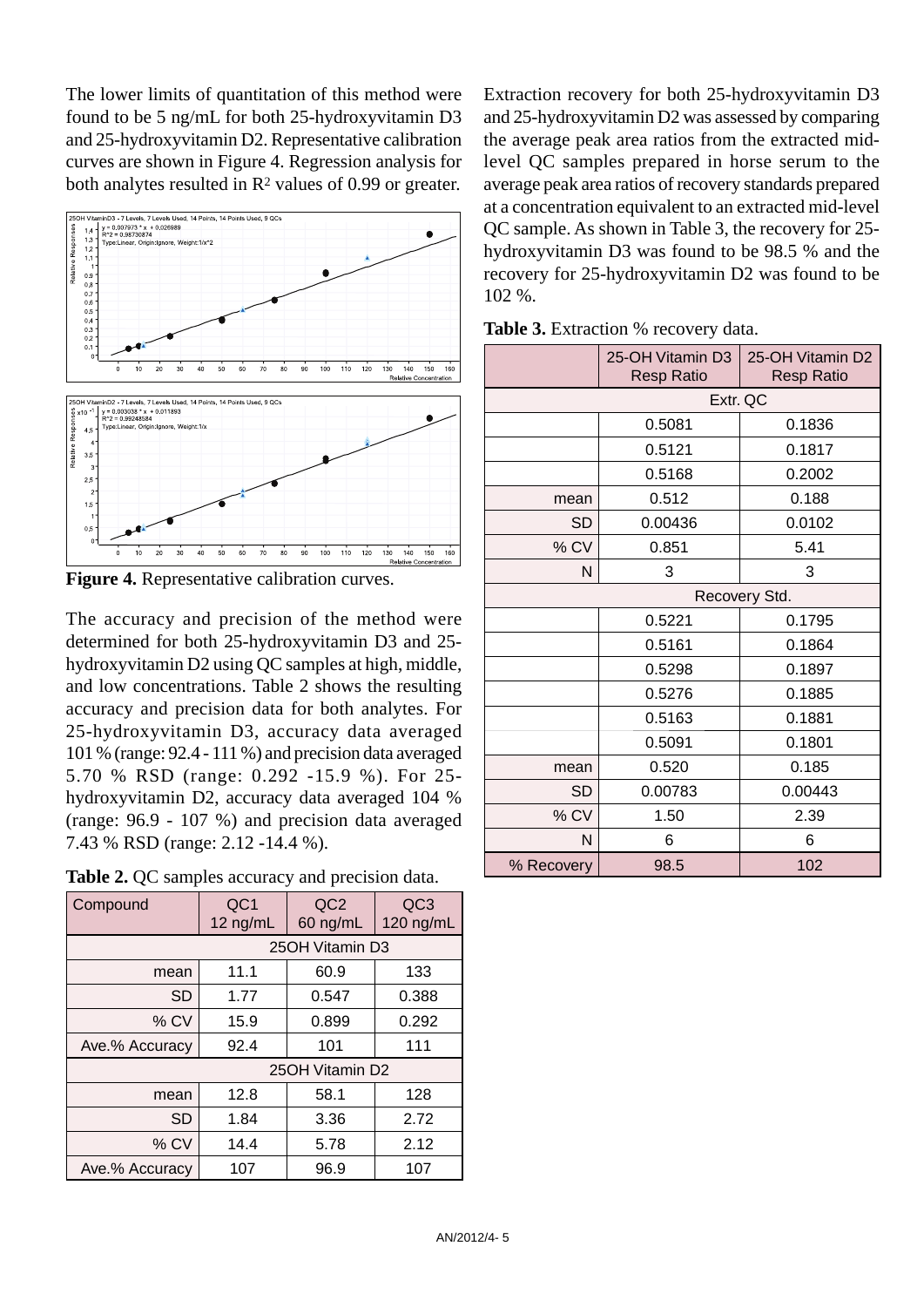The lower limits of quantitation of this method were found to be 5 ng/mL for both 25-hydroxyvitamin D3 and 25-hydroxyvitamin D2. Representative calibration curves are shown in Figure 4. Regression analysis for both analytes resulted in $R^2$ values of 0.99 or greater.

**Figure 4.** Representative calibration curves.

The accuracy and precision of the method were determined for both 25-hydroxyvitamin D3 and 25-hydroxyvitamin D2 using QC samples at high, middle, and low concentrations. Table 2 shows the resulting accuracy and precision data for both analytes. For 25-hydroxyvitamin D3, accuracy data averaged 101 % (range: 92.4 - 111 %) and precision data averaged 5.70 % RSD (range: 0.292 -15.9 %). For 25-hydroxyvitamin D2, accuracy data averaged 104 % (range: 96.9 - 107 %) and precision data averaged 7.43 % RSD (range: 2.12 -14.4 %).

**Table 2.** QC samples accuracy and precision data.

| Compound | QC1 12 ng/mL | QC2 60 ng/mL | QC3 120 ng/mL |
|---|---|---|---|
| 25OH Vitamin D3 | | | |
| mean | 11.1 | 60.9 | 133 |
| SD | 1.77 | 0.547 | 0.388 |
| % CV | 15.9 | 0.899 | 0.292 |
| Ave.% Accuracy | 92.4 | 101 | 111 |
| 25OH Vitamin D2 | | | |
| mean | 12.8 | 58.1 | 128 |
| SD | 1.84 | 3.36 | 2.72 |
| % CV | 14.4 | 5.78 | 2.12 |
| Ave.% Accuracy | 107 | 96.9 | 107 |

Extraction recovery for both 25-hydroxyvitamin D3 and 25-hydroxyvitamin D2 was assessed by comparing the average peak area ratios from the extracted mid-level QC samples prepared in horse serum to the average peak area ratios of recovery standards prepared at a concentration equivalent to an extracted mid-level QC sample. As shown in Table 3, the recovery for 25-hydroxyvitamin D3 was found to be 98.5 % and the recovery for 25-hydroxyvitamin D2 was found to be 102 %.

**Table 3.** Extraction % recovery data.

| | 25-OH Vitamin D3 Resp Ratio | 25-OH Vitamin D2 Resp Ratio |
|---|---|---|
| Extr. QC | | |
| | 0.5081 | 0.1836 |
| | 0.5121 | 0.1817 |
| | 0.5168 | 0.2002 |
| mean | 0.512 | 0.188 |
| SD | 0.00436 | 0.0102 |
| % CV | 0.851 | 5.41 |
| N | 3 | 3 |
| Recovery Std. | | |
| | 0.5221 | 0.1795 |
| | 0.5161 | 0.1864 |
| | 0.5298 | 0.1897 |
| | 0.5276 | 0.1885 |
| | 0.5163 | 0.1881 |
| | 0.5091 | 0.1801 |
| mean | 0.520 | 0.185 |
| SD | 0.00783 | 0.00443 |
| % CV | 1.50 | 2.39 |
| N | 6 | 6 |
| % Recovery | 98.5 | 102 |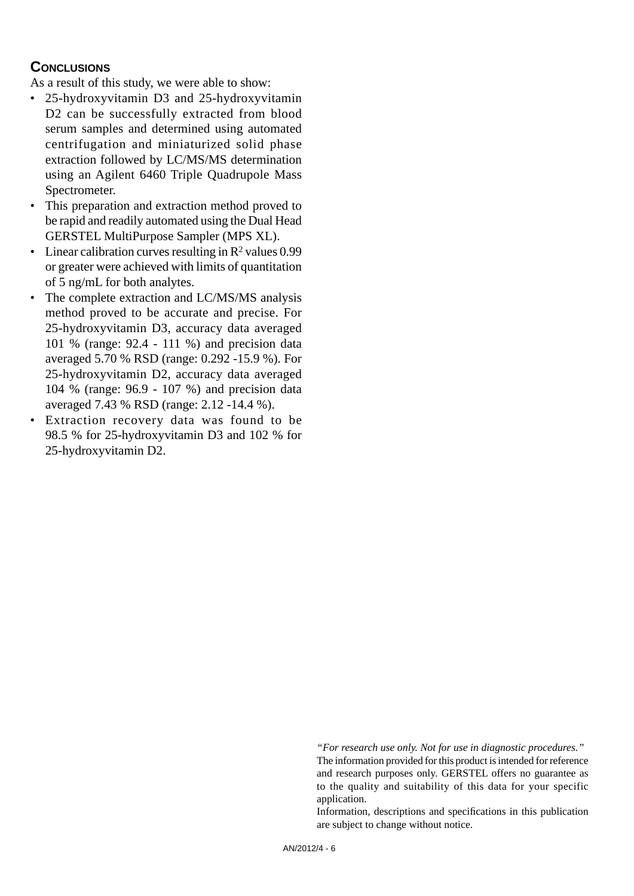## Conclusions

As a result of this study, we were able to show:

- 25-hydroxyvitamin D3 and 25-hydroxyvitamin D2 can be successfully extracted from blood serum samples and determined using automated centrifugation and miniaturized solid phase extraction followed by LC/MS/MS determination using an Agilent 6460 Triple Quadrupole Mass Spectrometer.
- This preparation and extraction method proved to be rapid and readily automated using the Dual Head GERSTEL MultiPurpose Sampler (MPS XL).
- Linear calibration curves resulting in $R^2$ values 0.99 or greater were achieved with limits of quantitation of 5 ng/mL for both analytes.
- The complete extraction and LC/MS/MS analysis method proved to be accurate and precise. For 25-hydroxyvitamin D3, accuracy data averaged 101 % (range: 92.4 - 111 %) and precision data averaged 5.70 % RSD (range: 0.292 -15.9 %). For 25-hydroxyvitamin D2, accuracy data averaged 104 % (range: 96.9 - 107 %) and precision data averaged 7.43 % RSD (range: 2.12 -14.4 %).
- Extraction recovery data was found to be 98.5 % for 25-hydroxyvitamin D3 and 102 % for 25-hydroxyvitamin D2.

*"For research use only. Not for use in diagnostic procedures."*
The information provided for this product is intended for reference and research purposes only. GERSTEL offers no guarantee as to the quality and suitability of this data for your specific application.
Information, descriptions and specifications in this publication are subject to change without notice.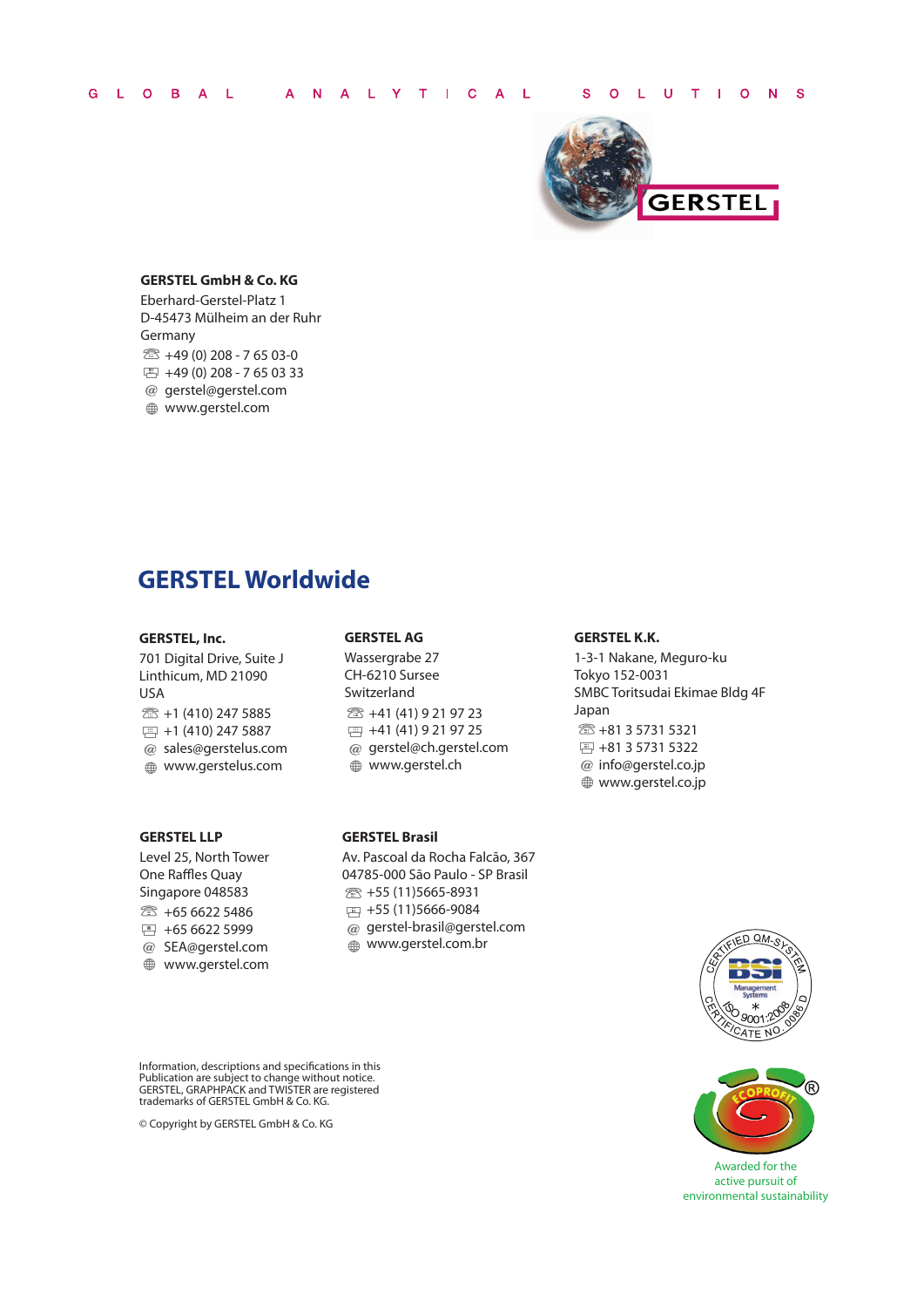G L O B A L A N A L Y T I C A L S O L U T I O N S

GERSTEL

**GERSTEL GmbH & Co. KG**
Eberhard-Gerstel-Platz 1
D-45473 Mülheim an der Ruhr
Germany
+49 (0) 208 - 7 65 03-0
+49 (0) 208 - 7 65 03 33
gerstel@gerstel.com
www.gerstel.com

## GERSTEL Worldwide

**GERSTEL, Inc.**
701 Digital Drive, Suite J
Linthicum, MD 21090
USA
+1 (410) 247 5885
+1 (410) 247 5887
sales@gerstelus.com
www.gerstelus.com

**GERSTEL AG**
Wassergrabe 27
CH-6210 Sursee
Switzerland
+41 (41) 9 21 97 23
+41 (41) 9 21 97 25
gerstel@ch.gerstel.com
www.gerstel.ch

**GERSTEL K.K.**
1-3-1 Nakane, Meguro-ku
Tokyo 152-0031
SMBC Toritsudai Ekimae Bldg 4F
Japan
+81 3 5731 5321
+81 3 5731 5322
info@gerstel.co.jp
www.gerstel.co.jp

**GERSTEL LLP**
Level 25, North Tower
One Raffles Quay
Singapore 048583
+65 6622 5486
+65 6622 5999
SEA@gerstel.com
www.gerstel.com

**GERSTEL Brasil**
Av. Pascoal da Rocha Falcão, 367
04785-000 São Paulo - SP Brasil
+55 (11)5665-8931
+55 (11)5666-9084
gerstel-brasil@gerstel.com
www.gerstel.com.br

CERTIFIED QM-SYSTEM
BSI Management Systems
ISO 9001:2008
CERTIFICATE NO. 0086 D

Information, descriptions and specifications in this Publication are subject to change without notice. GERSTEL, GRAPHPACK and TWISTER are registered trademarks of GERSTEL GmbH & Co. KG.

© Copyright by GERSTEL GmbH & Co. KG

ECOPROFIT®
Awarded for the active pursuit of environmental sustainability